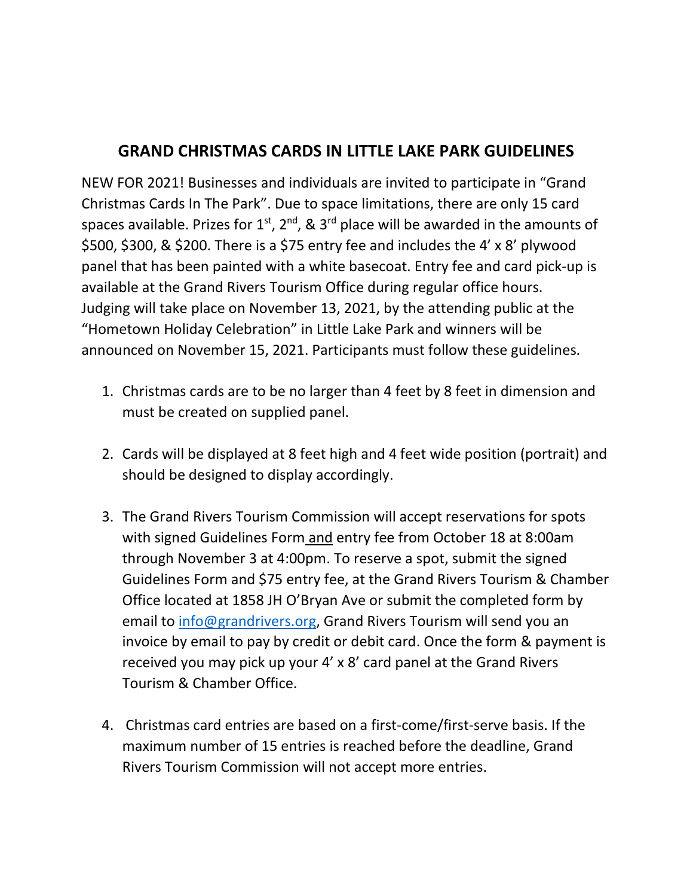# GRAND CHRISTMAS CARDS IN LITTLE LAKE PARK GUIDELINES

NEW FOR 2021! Businesses and individuals are invited to participate in "Grand Christmas Cards In The Park". Due to space limitations, there are only 15 card spaces available. Prizes for 1st, 2nd, & 3rd place will be awarded in the amounts of $500, $300, & $200. There is a $75 entry fee and includes the 4' x 8' plywood panel that has been painted with a white basecoat. Entry fee and card pick-up is available at the Grand Rivers Tourism Office during regular office hours. Judging will take place on November 13, 2021, by the attending public at the "Hometown Holiday Celebration" in Little Lake Park and winners will be announced on November 15, 2021. Participants must follow these guidelines.

1. Christmas cards are to be no larger than 4 feet by 8 feet in dimension and must be created on supplied panel.

2. Cards will be displayed at 8 feet high and 4 feet wide position (portrait) and should be designed to display accordingly.

3. The Grand Rivers Tourism Commission will accept reservations for spots with signed Guidelines Form and entry fee from October 18 at 8:00am through November 3 at 4:00pm. To reserve a spot, submit the signed Guidelines Form and $75 entry fee, at the Grand Rivers Tourism & Chamber Office located at 1858 JH O'Bryan Ave or submit the completed form by email to info@grandrivers.org, Grand Rivers Tourism will send you an invoice by email to pay by credit or debit card. Once the form & payment is received you may pick up your 4' x 8' card panel at the Grand Rivers Tourism & Chamber Office.

4. Christmas card entries are based on a first-come/first-serve basis. If the maximum number of 15 entries is reached before the deadline, Grand Rivers Tourism Commission will not accept more entries.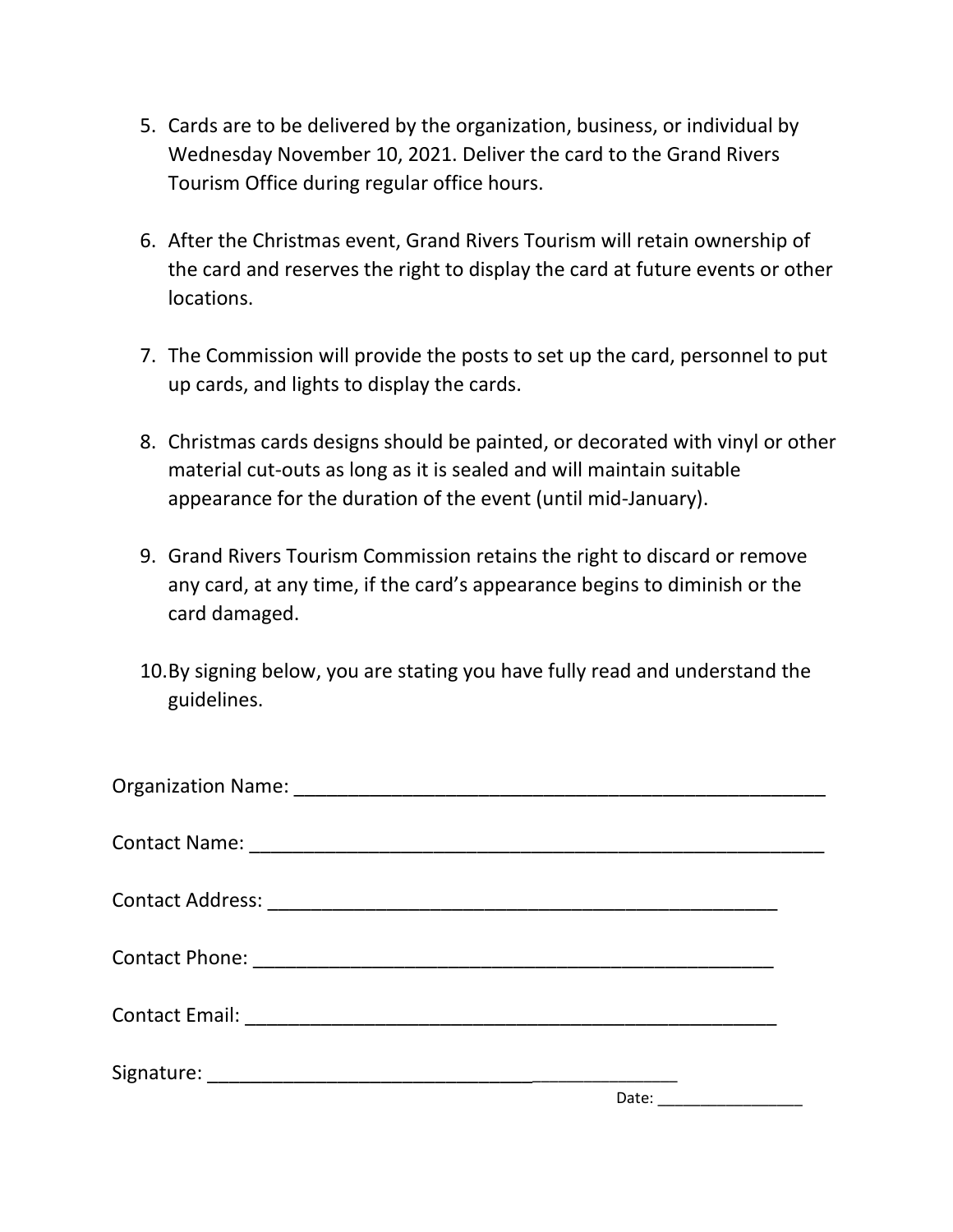5. Cards are to be delivered by the organization, business, or individual by Wednesday November 10, 2021. Deliver the card to the Grand Rivers Tourism Office during regular office hours.

6. After the Christmas event, Grand Rivers Tourism will retain ownership of the card and reserves the right to display the card at future events or other locations.

7. The Commission will provide the posts to set up the card, personnel to put up cards, and lights to display the cards.

8. Christmas cards designs should be painted, or decorated with vinyl or other material cut-outs as long as it is sealed and will maintain suitable appearance for the duration of the event (until mid-January).

9. Grand Rivers Tourism Commission retains the right to discard or remove any card, at any time, if the card's appearance begins to diminish or the card damaged.

10. By signing below, you are stating you have fully read and understand the guidelines.

Organization Name: ___________________________________________________

Contact Name: _______________________________________________________

Contact Address: ________________________________________________

Contact Phone: _________________________________________________

Contact Email: __________________________________________________

Signature: _____________________________________________

Date: ________________